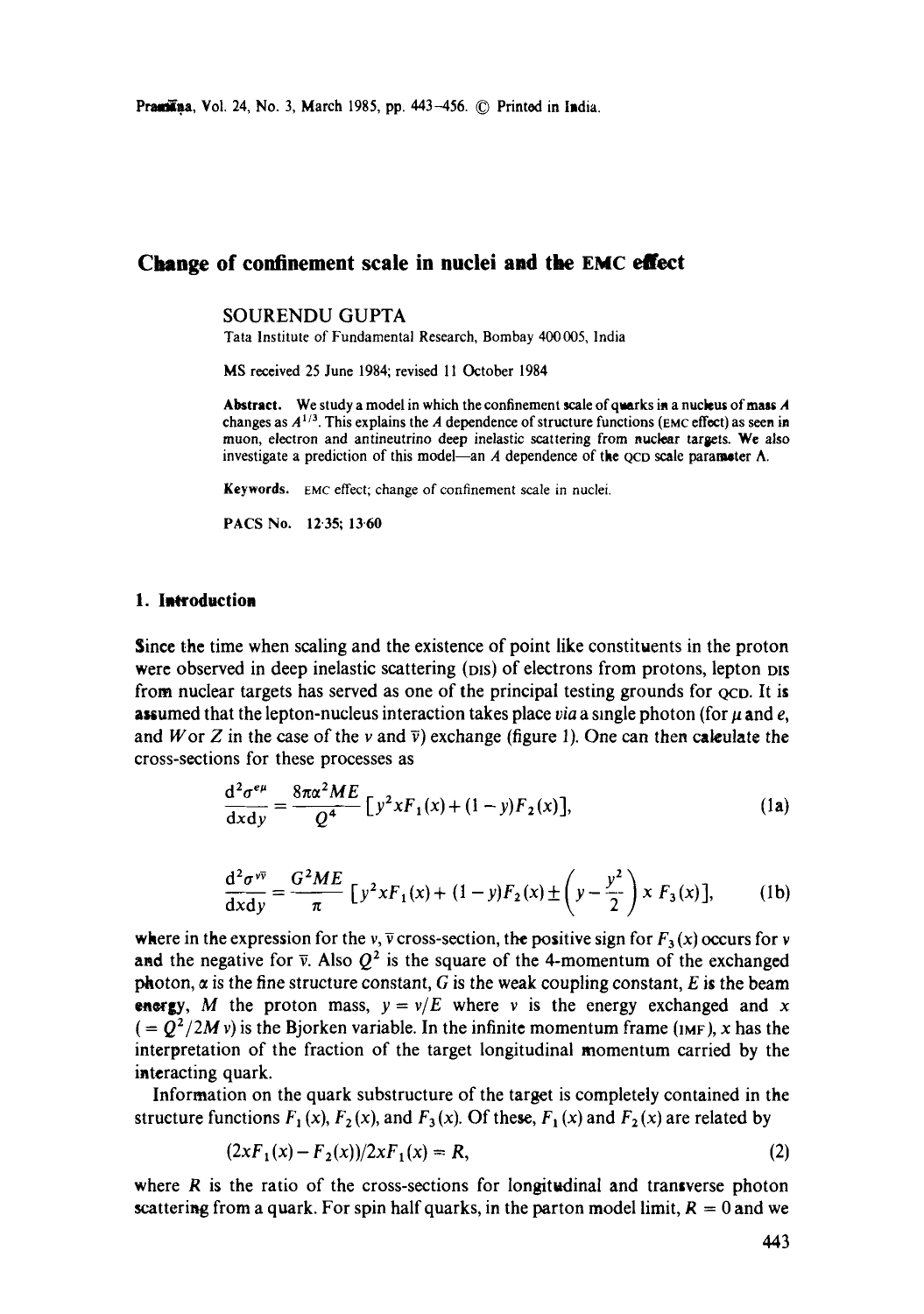# Change of confinement scale in nuclei and the EMC effect

SOURENDU GUPTA

Tata Institute of Fundamental Research, Bombay 400 005, India

MS received 25 June 1984; revised 11 October 1984

**Abstract.** We study a model in which the confinement scale of quarks in a nucleus of mass $A$ changes as $A^{1/3}$. This explains the $A$ dependence of structure functions (EMC effect) as seen in muon, electron and antineutrino deep inelastic scattering from nuclear targets. We also investigate a prediction of this model—an $A$ dependence of the QCD scale parameter $\Lambda$.

**Keywords.** EMC effect; change of confinement scale in nuclei.

**PACS No.** 12·35; 13·60

## 1. Introduction

Since the time when scaling and the existence of point like constituents in the proton were observed in deep inelastic scattering (DIS) of electrons from protons, lepton DIS from nuclear targets has served as one of the principal testing grounds for QCD. It is assumed that the lepton-nucleus interaction takes place *via* a single photon (for $\mu$ and $e$, and $W$ or $Z$ in the case of the $\nu$ and $\bar{\nu}$) exchange (figure 1). One can then calculate the cross-sections for these processes as

$$\frac{\mathrm{d}^2\sigma^{e\mu}}{\mathrm{d}x\mathrm{d}y} = \frac{8\pi\alpha^2 ME}{Q^4}\left[y^2 xF_1(x) + (1-y)F_2(x)\right], \tag{1a}$$

$$\frac{\mathrm{d}^2\sigma^{\nu\bar{\nu}}}{\mathrm{d}x\mathrm{d}y} = \frac{G^2 ME}{\pi}\left[y^2 xF_1(x) + (1-y)F_2(x) \pm \left(y - \frac{y^2}{2}\right) x\, F_3(x)\right], \tag{1b}$$

where in the expression for the $\nu$, $\bar{\nu}$ cross-section, the positive sign for $F_3(x)$ occurs for $\nu$ and the negative for $\bar{\nu}$. Also $Q^2$ is the square of the 4-momentum of the exchanged photon, $\alpha$ is the fine structure constant, $G$ is the weak coupling constant, $E$ is the beam energy, $M$ the proton mass, $y = \nu/E$ where $\nu$ is the energy exchanged and $x$ $(= Q^2/2M\nu)$ is the Bjorken variable. In the infinite momentum frame (IMF), $x$ has the interpretation of the fraction of the target longitudinal momentum carried by the interacting quark.

Information on the quark substructure of the target is completely contained in the structure functions $F_1(x)$, $F_2(x)$, and $F_3(x)$. Of these, $F_1(x)$ and $F_2(x)$ are related by

$$(2xF_1(x) - F_2(x))/2xF_1(x) = R, \tag{2}$$

where $R$ is the ratio of the cross-sections for longitudinal and transverse photon scattering from a quark. For spin half quarks, in the parton model limit, $R = 0$ and we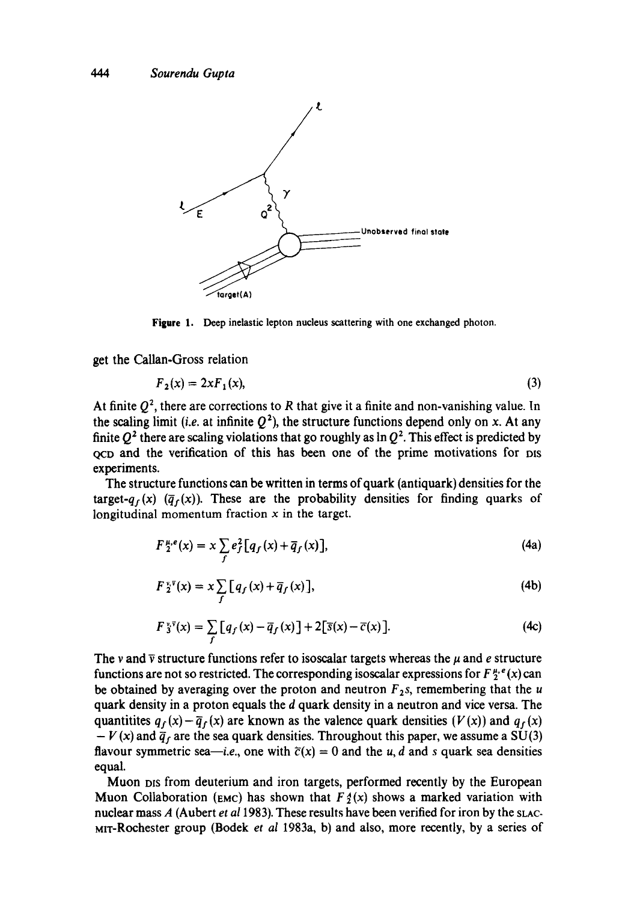Figure 1. Deep inelastic lepton nucleus scattering with one exchanged photon.

get the Callan-Gross relation

$$F_2(x) = 2xF_1(x), \tag{3}$$

At finite $Q^2$, there are corrections to $R$ that give it a finite and non-vanishing value. In the scaling limit (*i.e.* at infinite $Q^2$), the structure functions depend only on $x$. At any finite $Q^2$ there are scaling violations that go roughly as $\ln Q^2$. This effect is predicted by QCD and the verification of this has been one of the prime motivations for DIS experiments.

The structure functions can be written in terms of quark (antiquark) densities for the target-$q_f(x)$ ($\bar{q}_f(x)$). These are the probability densities for finding quarks of longitudinal momentum fraction $x$ in the target.

$$F_2^{\mu,e}(x) = x\sum_f e_f^2[q_f(x)+\bar{q}_f(x)], \tag{4a}$$

$$F_2^{\nu,\bar{\nu}}(x) = x\sum_f [q_f(x)+\bar{q}_f(x)], \tag{4b}$$

$$F_3^{\nu,\bar{\nu}}(x) = \sum_f [q_f(x)-\bar{q}_f(x)] + 2[\bar{s}(x)-\bar{c}(x)]. \tag{4c}$$

The $\nu$ and $\bar{\nu}$ structure functions refer to isoscalar targets whereas the $\mu$ and $e$ structure functions are not so restricted. The corresponding isoscalar expressions for $F_2^{\mu,e}(x)$ can be obtained by averaging over the proton and neutron $F_2$s, remembering that the $u$ quark density in a proton equals the $d$ quark density in a neutron and vice versa. The quantitites $q_f(x)-\bar{q}_f(x)$ are known as the valence quark densities ($V(x)$) and $q_f(x) - V(x)$ and $\bar{q}_f$ are the sea quark densities. Throughout this paper, we assume a SU(3) flavour symmetric sea—*i.e.*, one with $\bar{c}(x) = 0$ and the $u$, $d$ and $s$ quark sea densities equal.

Muon DIS from deuterium and iron targets, performed recently by the European Muon Collaboration (EMC) has shown that $F_2^A(x)$ shows a marked variation with nuclear mass $A$ (Aubert *et al* 1983). These results have been verified for iron by the SLAC-MIT-Rochester group (Bodek *et al* 1983a, b) and also, more recently, by a series of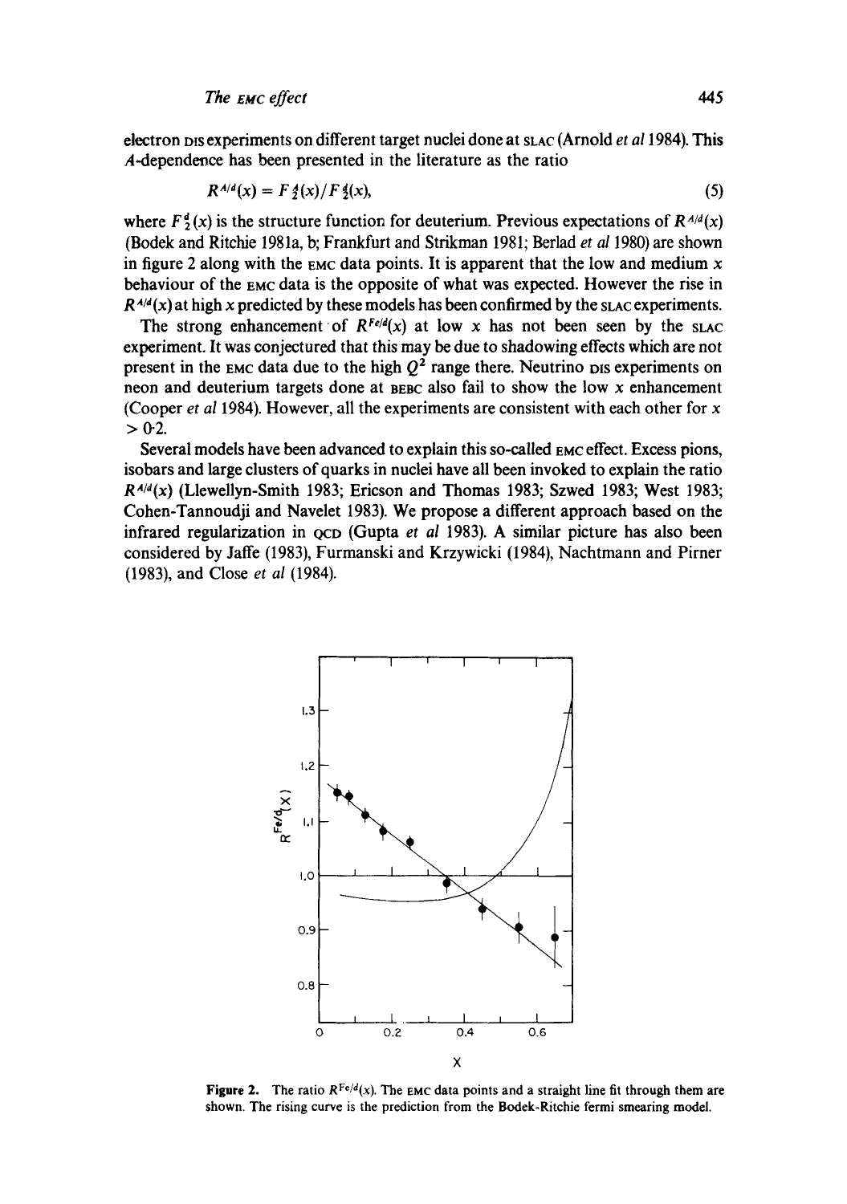electron DIS experiments on different target nuclei done at SLAC (Arnold *et al* 1984). This $A$-dependence has been presented in the literature as the ratio

$$R^{A/d}(x) = F_2^A(x)/F_2^d(x), \tag{5}$$

where $F_2^d(x)$ is the structure function for deuterium. Previous expectations of $R^{A/d}(x)$ (Bodek and Ritchie 1981a, b; Frankfurt and Strikman 1981; Berlad *et al* 1980) are shown in figure 2 along with the EMC data points. It is apparent that the low and medium $x$ behaviour of the EMC data is the opposite of what was expected. However the rise in $R^{A/d}(x)$ at high $x$ predicted by these models has been confirmed by the SLAC experiments.

The strong enhancement of $R^{Fe/d}(x)$ at low $x$ has not been seen by the SLAC experiment. It was conjectured that this may be due to shadowing effects which are not present in the EMC data due to the high $Q^2$ range there. Neutrino DIS experiments on neon and deuterium targets done at BEBC also fail to show the low $x$ enhancement (Cooper *et al* 1984). However, all the experiments are consistent with each other for $x > 0.2$.

Several models have been advanced to explain this so-called EMC effect. Excess pions, isobars and large clusters of quarks in nuclei have all been invoked to explain the ratio $R^{A/d}(x)$ (Llewellyn-Smith 1983; Ericson and Thomas 1983; Szwed 1983; West 1983; Cohen-Tannoudji and Navelet 1983). We propose a different approach based on the infrared regularization in QCD (Gupta *et al* 1983). A similar picture has also been considered by Jaffe (1983), Furmanski and Krzywicki (1984), Nachtmann and Pirner (1983), and Close *et al* (1984).

**Figure 2.** The ratio $R^{Fe/d}(x)$. The EMC data points and a straight line fit through them are shown. The rising curve is the prediction from the Bodek-Ritchie fermi smearing model.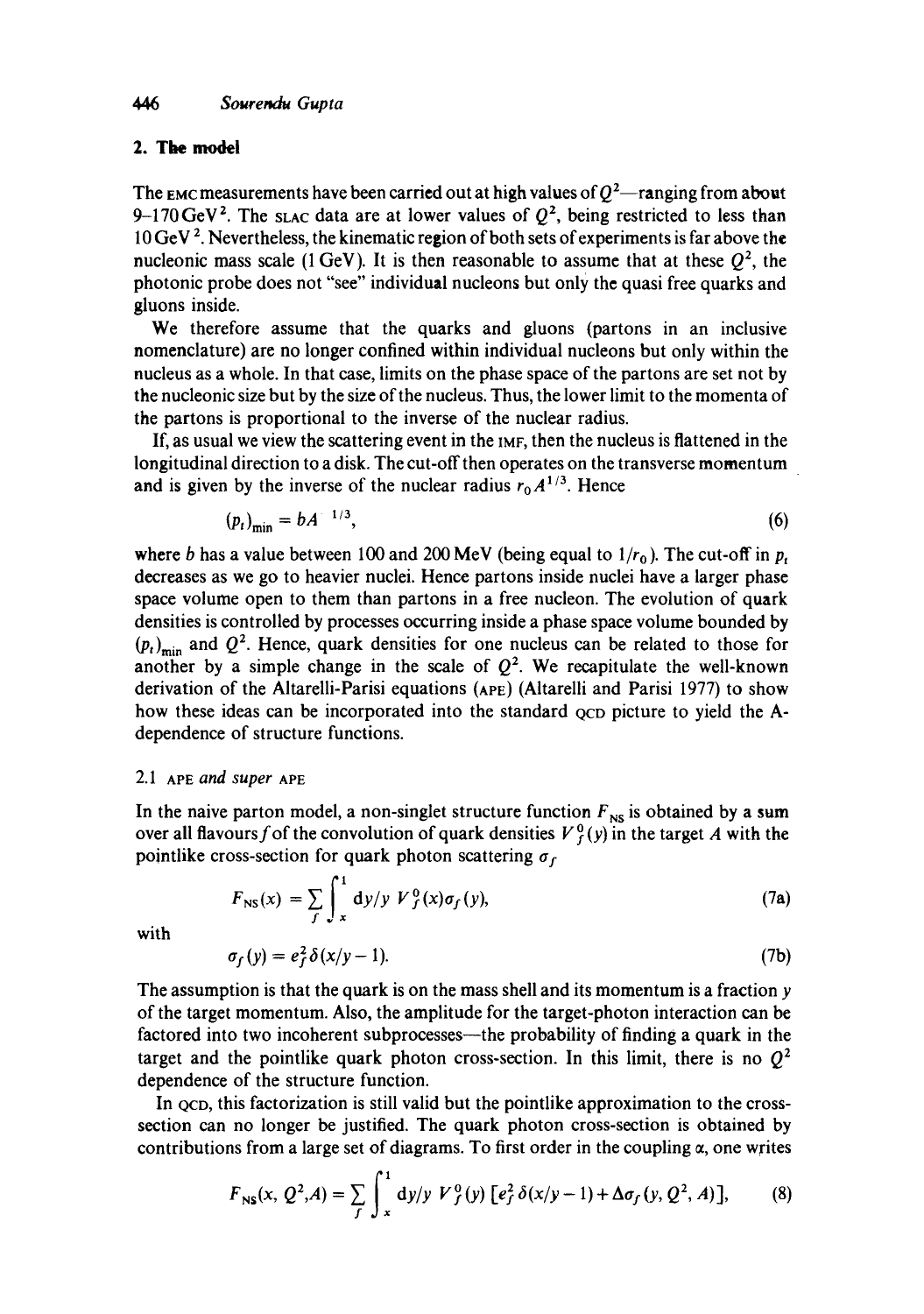## 2. The model

The EMC measurements have been carried out at high values of $Q^2$—ranging from about 9–170 GeV$^2$. The SLAC data are at lower values of $Q^2$, being restricted to less than 10 GeV$^2$. Nevertheless, the kinematic region of both sets of experiments is far above the nucleonic mass scale (1 GeV). It is then reasonable to assume that at these $Q^2$, the photonic probe does not "see" individual nucleons but only the quasi free quarks and gluons inside.

We therefore assume that the quarks and gluons (partons in an inclusive nomenclature) are no longer confined within individual nucleons but only within the nucleus as a whole. In that case, limits on the phase space of the partons are set not by the nucleonic size but by the size of the nucleus. Thus, the lower limit to the momenta of the partons is proportional to the inverse of the nuclear radius.

If, as usual we view the scattering event in the IMF, then the nucleus is flattened in the longitudinal direction to a disk. The cut-off then operates on the transverse momentum and is given by the inverse of the nuclear radius $r_0 A^{1/3}$. Hence

$$(p_t)_{\min} = bA^{-1/3}, \tag{6}$$

where $b$ has a value between 100 and 200 MeV (being equal to $1/r_0$). The cut-off in $p_t$ decreases as we go to heavier nuclei. Hence partons inside nuclei have a larger phase space volume open to them than partons in a free nucleon. The evolution of quark densities is controlled by processes occurring inside a phase space volume bounded by $(p_t)_{\min}$ and $Q^2$. Hence, quark densities for one nucleus can be related to those for another by a simple change in the scale of $Q^2$. We recapitulate the well-known derivation of the Altarelli-Parisi equations (APE) (Altarelli and Parisi 1977) to show how these ideas can be incorporated into the standard QCD picture to yield the A-dependence of structure functions.

### 2.1 APE and super APE

In the naive parton model, a non-singlet structure function $F_{\mathrm{NS}}$ is obtained by a sum over all flavours $f$ of the convolution of quark densities $V_f^0(y)$ in the target $A$ with the pointlike cross-section for quark photon scattering $\sigma_f$

$$F_{\mathrm{NS}}(x) = \sum_f \int_x^1 \mathrm{d}y/y \; V_f^0(x)\sigma_f(y), \tag{7a}$$

with

$$\sigma_f(y) = e_f^2 \delta(x/y - 1). \tag{7b}$$

The assumption is that the quark is on the mass shell and its momentum is a fraction $y$ of the target momentum. Also, the amplitude for the target-photon interaction can be factored into two incoherent subprocesses—the probability of finding a quark in the target and the pointlike quark photon cross-section. In this limit, there is no $Q^2$ dependence of the structure function.

In QCD, this factorization is still valid but the pointlike approximation to the cross-section can no longer be justified. The quark photon cross-section is obtained by contributions from a large set of diagrams. To first order in the coupling $\alpha$, one writes

$$F_{\mathrm{NS}}(x, Q^2, A) = \sum_f \int_x^1 \mathrm{d}y/y \; V_f^0(y)\left[e_f^2 \delta(x/y - 1) + \Delta\sigma_f(y, Q^2, A)\right], \tag{8}$$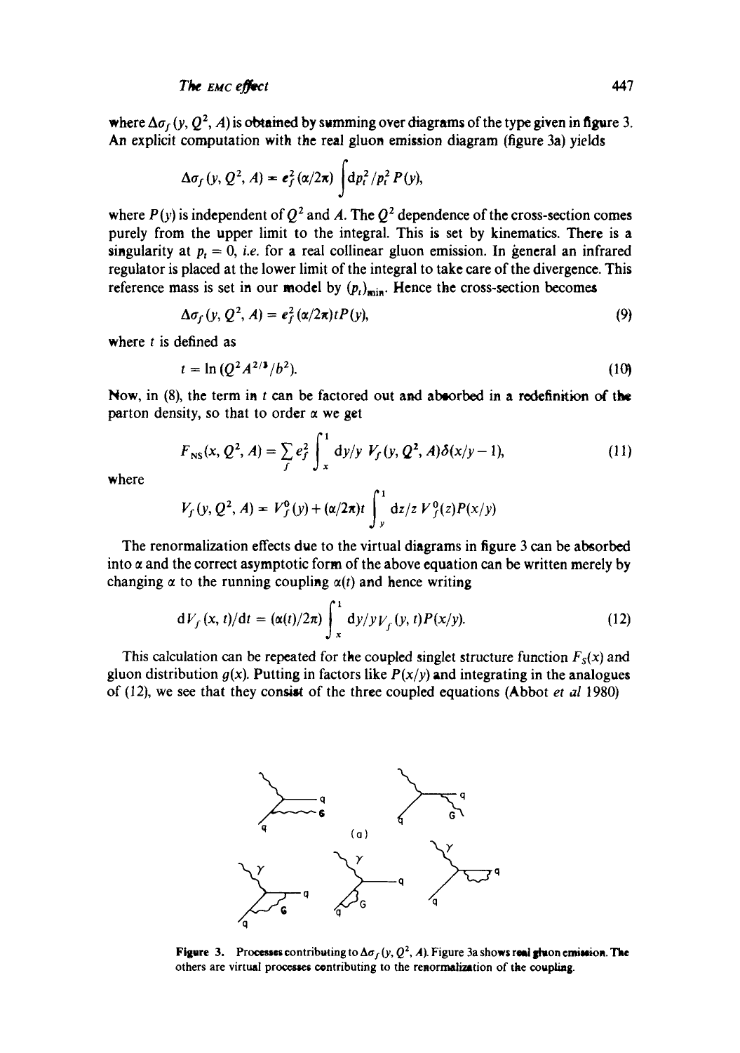where $\Delta\sigma_f(y, Q^2, A)$ is obtained by summing over diagrams of the type given in figure 3. An explicit computation with the real gluon emission diagram (figure 3a) yields

$$\Delta\sigma_f(y, Q^2, A) = e_f^2(\alpha/2\pi)\int dp_t^2/p_t^2\, P(y),$$

where $P(y)$ is independent of $Q^2$ and $A$. The $Q^2$ dependence of the cross-section comes purely from the upper limit to the integral. This is set by kinematics. There is a singularity at $p_t = 0$, *i.e.* for a real collinear gluon emission. In general an infrared regulator is placed at the lower limit of the integral to take care of the divergence. This reference mass is set in our model by $(p_t)_{\min}$. Hence the cross-section becomes

$$\Delta\sigma_f(y, Q^2, A) = e_f^2(\alpha/2\pi)tP(y), \tag{9}$$

where $t$ is defined as

$$t = \ln(Q^2 A^{2/3}/b^2). \tag{10}$$

Now, in (8), the term in $t$ can be factored out and absorbed in a redefinition of the parton density, so that to order $\alpha$ we get

$$F_{\mathrm{NS}}(x, Q^2, A) = \sum_f e_f^2 \int_x^1 dy/y\; V_f(y, Q^2, A)\delta(x/y - 1), \tag{11}$$

where

$$V_f(y, Q^2, A) = V_f^0(y) + (\alpha/2\pi)t\int_y^1 dz/z\; V_f^0(z)P(x/y)$$

The renormalization effects due to the virtual diagrams in figure 3 can be absorbed into $\alpha$ and the correct asymptotic form of the above equation can be written merely by changing $\alpha$ to the running coupling $\alpha(t)$ and hence writing

$$dV_f(x, t)/dt = (\alpha(t)/2\pi)\int_x^1 dy/y\, V_f(y, t)P(x/y). \tag{12}$$

This calculation can be repeated for the coupled singlet structure function $F_S(x)$ and gluon distribution $g(x)$. Putting in factors like $P(x/y)$ and integrating in the analogues of (12), we see that they consist of the three coupled equations (Abbot *et al* 1980)

**Figure 3.** Processes contributing to $\Delta\sigma_f(y, Q^2, A)$. Figure 3a shows real gluon emission. The others are virtual processes contributing to the renormalization of the coupling.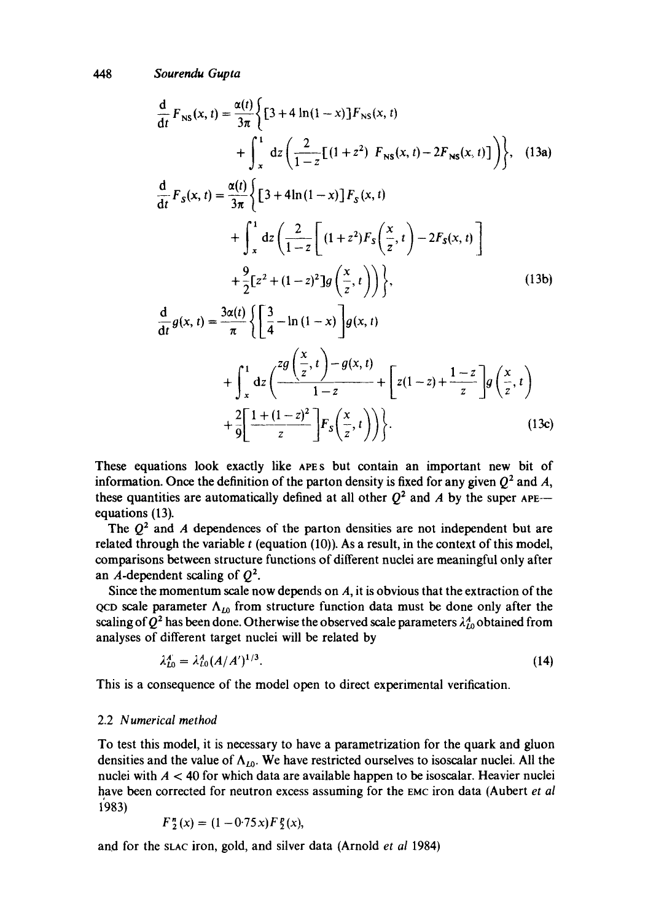$$\frac{d}{dt} F_{NS}(x, t) = \frac{\alpha(t)}{3\pi} \left\{ [3 + 4 \ln(1-x)] F_{NS}(x, t) + \int_x^1 dz \left( \frac{2}{1-z} [(1+z^2) F_{NS}(x, t) - 2F_{NS}(x, t)] \right) \right\}, \tag{13a}$$

$$\frac{d}{dt} F_S(x, t) = \frac{\alpha(t)}{3\pi} \left\{ [3 + 4 \ln(1-x)] F_S(x, t) + \int_x^1 dz \left( \frac{2}{1-z} \left[ (1+z^2) F_S\left(\frac{x}{z}, t\right) - 2F_S(x, t) \right] + \frac{9}{2} [z^2 + (1-z)^2] g\left(\frac{x}{z}, t\right) \right) \right\}, \tag{13b}$$

$$\frac{d}{dt} g(x, t) = \frac{3\alpha(t)}{\pi} \left\{ \left[ \frac{3}{4} - \ln(1-x) \right] g(x, t) + \int_x^1 dz \left( \frac{zg\left(\frac{x}{z}, t\right) - g(x, t)}{1-z} + \left[ z(1-z) + \frac{1-z}{z} \right] g\left(\frac{x}{z}, t\right) + \frac{2}{9} \left[ \frac{1+(1-z)^2}{z} \right] F_S\left(\frac{x}{z}, t\right) \right) \right\}. \tag{13c}$$

These equations look exactly like APEs but contain an important new bit of information. Once the definition of the parton density is fixed for any given $Q^2$ and $A$, these quantities are automatically defined at all other $Q^2$ and $A$ by the super APE—equations (13).

The $Q^2$ and $A$ dependences of the parton densities are not independent but are related through the variable $t$ (equation (10)). As a result, in the context of this model, comparisons between structure functions of different nuclei are meaningful only after an $A$-dependent scaling of $Q^2$.

Since the momentum scale now depends on $A$, it is obvious that the extraction of the QCD scale parameter $\Lambda_{LO}$ from structure function data must be done only after the scaling of $Q^2$ has been done. Otherwise the observed scale parameters $\lambda_{LO}^A$ obtained from analyses of different target nuclei will be related by

$$\lambda_{LO}^{A'} = \lambda_{LO}^A (A/A')^{1/3}. \tag{14}$$

This is a consequence of the model open to direct experimental verification.

### 2.2 *Numerical method*

To test this model, it is necessary to have a parametrization for the quark and gluon densities and the value of $\Lambda_{LO}$. We have restricted ourselves to isoscalar nuclei. All the nuclei with $A < 40$ for which data are available happen to be isoscalar. Heavier nuclei have been corrected for neutron excess assuming for the EMC iron data (Aubert *et al* 1983)

$$F_2^n(x) = (1 - 0{\cdot}75x) F_2^p(x),$$

and for the SLAC iron, gold, and silver data (Arnold *et al* 1984)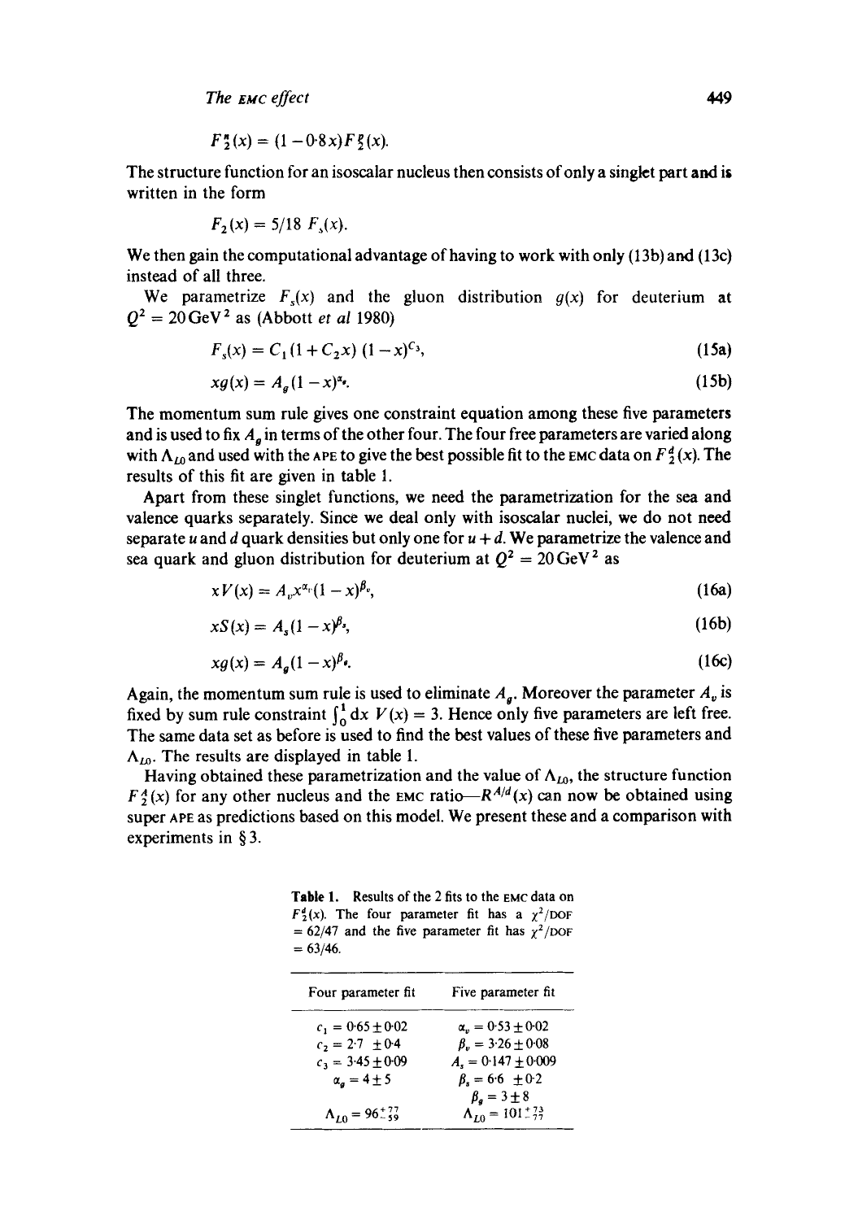$$F_2^n(x) = (1 - 0{\cdot}8x)F_2^p(x).$$

The structure function for an isoscalar nucleus then consists of only a singlet part and is written in the form

$$F_2(x) = 5/18\ F_s(x).$$

We then gain the computational advantage of having to work with only (13b) and (13c) instead of all three.

We parametrize $F_s(x)$ and the gluon distribution $g(x)$ for deuterium at $Q^2 = 20\,\text{GeV}^2$ as (Abbott *et al* 1980)

$$F_s(x) = C_1(1 + C_2 x)(1 - x)^{C_3}, \tag{15a}$$

$$xg(x) = A_g(1 - x)^{\alpha_g}. \tag{15b}$$

The momentum sum rule gives one constraint equation among these five parameters and is used to fix $A_g$ in terms of the other four. The four free parameters are varied along with $\Lambda_{LO}$ and used with the APE to give the best possible fit to the EMC data on $F_2^d(x)$. The results of this fit are given in table 1.

Apart from these singlet functions, we need the parametrization for the sea and valence quarks separately. Since we deal only with isoscalar nuclei, we do not need separate $u$ and $d$ quark densities but only one for $u + d$. We parametrize the valence and sea quark and gluon distribution for deuterium at $Q^2 = 20\,\text{GeV}^2$ as

$$xV(x) = A_v x^{\alpha_v}(1 - x)^{\beta_v}, \tag{16a}$$

$$xS(x) = A_s(1 - x)^{\beta_s}, \tag{16b}$$

$$xg(x) = A_g(1 - x)^{\beta_g}. \tag{16c}$$

Again, the momentum sum rule is used to eliminate $A_g$. Moreover the parameter $A_v$ is fixed by sum rule constraint $\int_0^1 \mathrm{d}x\ V(x) = 3$. Hence only five parameters are left free. The same data set as before is used to find the best values of these five parameters and $\Lambda_{LO}$. The results are displayed in table 1.

Having obtained these parametrization and the value of $\Lambda_{LO}$, the structure function $F_2^A(x)$ for any other nucleus and the EMC ratio—$R^{A/d}(x)$ can now be obtained using super APE as predictions based on this model. We present these and a comparison with experiments in § 3.

**Table 1.** Results of the 2 fits to the EMC data on $F_2^d(x)$. The four parameter fit has a $\chi^2$/DOF = 62/47 and the five parameter fit has $\chi^2$/DOF = 63/46.

| Four parameter fit | Five parameter fit |
|---|---|
| $c_1 = 0{\cdot}65 \pm 0{\cdot}02$ | $\alpha_v = 0{\cdot}53 \pm 0{\cdot}02$ |
| $c_2 = 2{\cdot}7 \pm 0{\cdot}4$ | $\beta_v = 3{\cdot}26 \pm 0{\cdot}08$ |
| $c_3 = 3{\cdot}45 \pm 0{\cdot}09$ | $A_s = 0{\cdot}147 \pm 0{\cdot}009$ |
| $\alpha_g = 4 \pm 5$ | $\beta_s = 6{\cdot}6 \pm 0{\cdot}2$ |
| | $\beta_g = 3 \pm 8$ |
| $\Lambda_{LO} = 96^{+77}_{-59}$ | $\Lambda_{LO} = 101^{+73}_{-77}$ |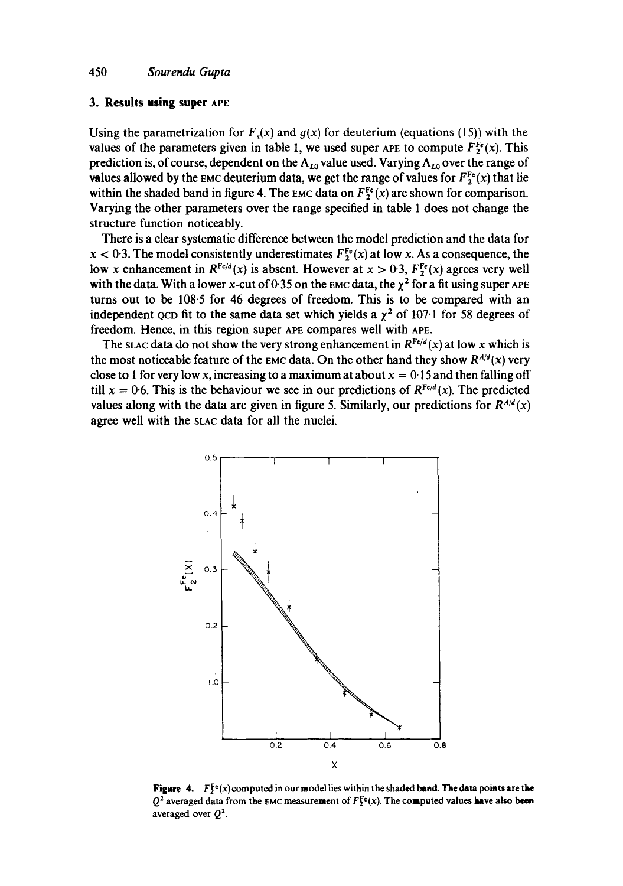## 3. Results using super APE

Using the parametrization for $F_s(x)$ and $g(x)$ for deuterium (equations (15)) with the values of the parameters given in table 1, we used super APE to compute $F_2^{Fe}(x)$. This prediction is, of course, dependent on the $\Lambda_{LO}$ value used. Varying $\Lambda_{LO}$ over the range of values allowed by the EMC deuterium data, we get the range of values for $F_2^{Fe}(x)$ that lie within the shaded band in figure 4. The EMC data on $F_2^{Fe}(x)$ are shown for comparison. Varying the other parameters over the range specified in table 1 does not change the structure function noticeably.

There is a clear systematic difference between the model prediction and the data for $x < 0{\cdot}3$. The model consistently underestimates $F_2^{Fe}(x)$ at low $x$. As a consequence, the low $x$ enhancement in $R^{Fe/d}(x)$ is absent. However at $x > 0{\cdot}3$, $F_2^{Fe}(x)$ agrees very well with the data. With a lower $x$-cut of 0·35 on the EMC data, the $\chi^2$ for a fit using super APE turns out to be 108·5 for 46 degrees of freedom. This is to be compared with an independent QCD fit to the same data set which yields a $\chi^2$ of 107·1 for 58 degrees of freedom. Hence, in this region super APE compares well with APE.

The SLAC data do not show the very strong enhancement in $R^{Fe/d}(x)$ at low $x$ which is the most noticeable feature of the EMC data. On the other hand they show $R^{A/d}(x)$ very close to 1 for very low $x$, increasing to a maximum at about $x = 0{\cdot}15$ and then falling off till $x = 0{\cdot}6$. This is the behaviour we see in our predictions of $R^{Fe/d}(x)$. The predicted values along with the data are given in figure 5. Similarly, our predictions for $R^{A/d}(x)$ agree well with the SLAC data for all the nuclei.

**Figure 4.** $F_2^{Fe}(x)$ computed in our model lies within the shaded band. The data points are the $Q^2$ averaged data from the EMC measurement of $F_2^{Fe}(x)$. The computed values have also been averaged over $Q^2$.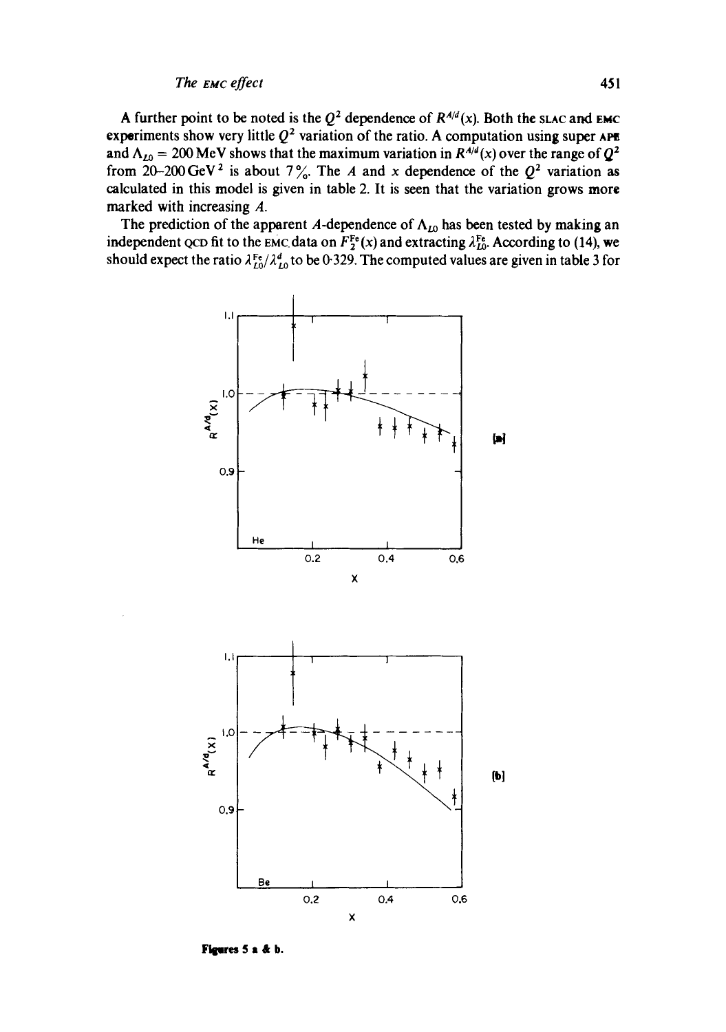A further point to be noted is the $Q^2$ dependence of $R^{A/d}(x)$. Both the SLAC and EMC experiments show very little $Q^2$ variation of the ratio. A computation using super APE and $\Lambda_{LO} = 200$ MeV shows that the maximum variation in $R^{A/d}(x)$ over the range of $Q^2$ from 20–200 GeV$^2$ is about 7%. The $A$ and $x$ dependence of the $Q^2$ variation as calculated in this model is given in table 2. It is seen that the variation grows more marked with increasing $A$.

The prediction of the apparent $A$-dependence of $\Lambda_{LO}$ has been tested by making an independent QCD fit to the EMC data on $F_2^{Fe}(x)$ and extracting $\lambda_{LO}^{Fe}$. According to (14), we should expect the ratio $\lambda_{LO}^{Fe}/\lambda_{LO}^{d}$ to be 0·329. The computed values are given in table 3 for

Figures 5 a & b.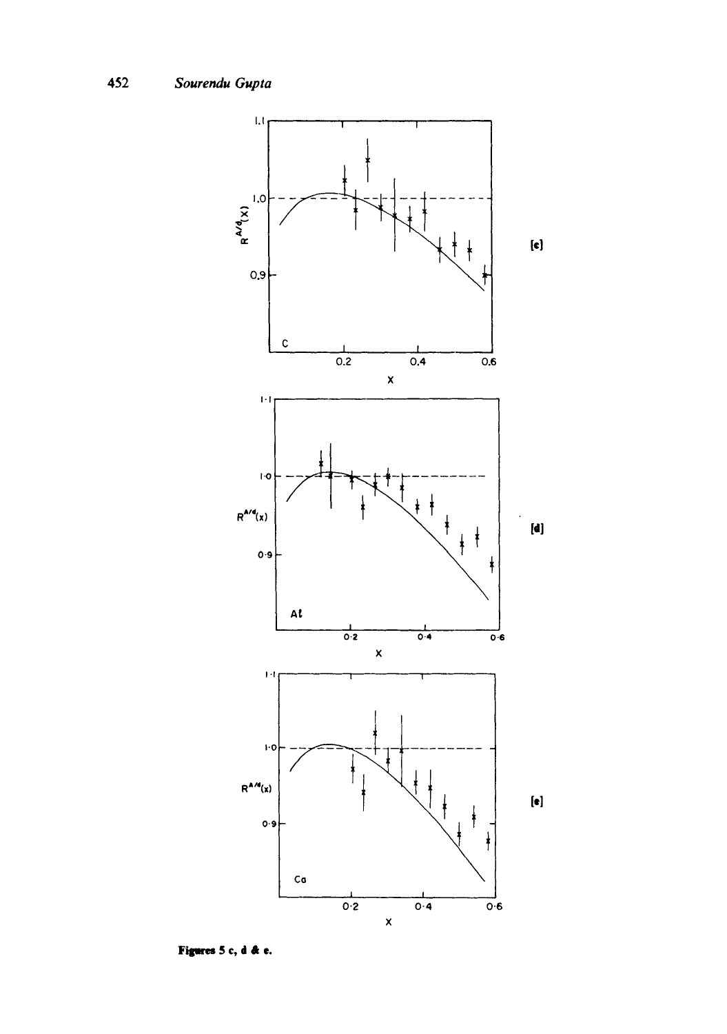**Figures 5 c, d & e.**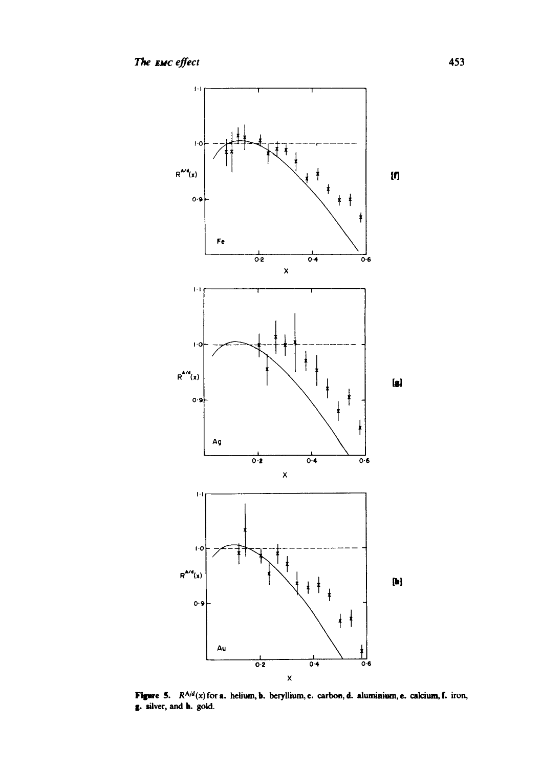**Figure 5.** $R^{A/d}(x)$ for **a.** helium, **b.** beryllium, **c.** carbon, **d.** aluminium, **e.** calcium, **f.** iron, **g.** silver, and **h.** gold.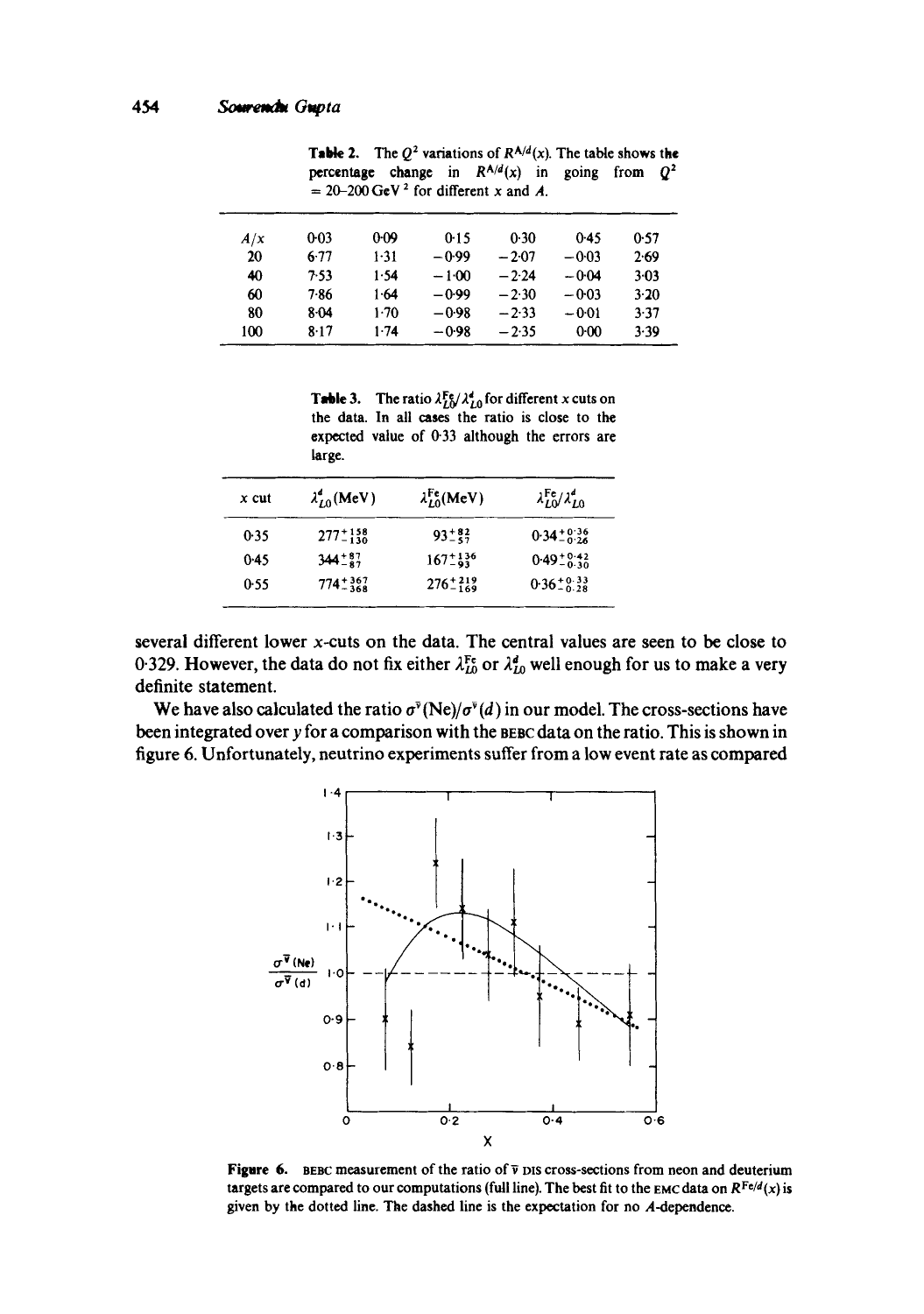**Table 2.** The $Q^2$ variations of $R^{A/d}(x)$. The table shows the percentage change in $R^{A/d}(x)$ in going from $Q^2 = 20$–$200\,\mathrm{GeV}^2$ for different $x$ and $A$.

| $A/x$ | 0·03 | 0·09 | 0·15 | 0·30 | 0·45 | 0·57 |
|---|---|---|---|---|---|---|
| 20 | 6·77 | 1·31 | −0·99 | −2·07 | −0·03 | 2·69 |
| 40 | 7·53 | 1·54 | −1·00 | −2·24 | −0·04 | 3·03 |
| 60 | 7·86 | 1·64 | −0·99 | −2·30 | −0·03 | 3·20 |
| 80 | 8·04 | 1·70 | −0·98 | −2·33 | −0·01 | 3·37 |
| 100 | 8·17 | 1·74 | −0·98 | −2·35 | 0·00 | 3·39 |

**Table 3.** The ratio $\lambda^{Fe}_{L0}/\lambda^{d}_{L0}$ for different $x$ cuts on the data. In all cases the ratio is close to the expected value of 0·33 although the errors are large.

| $x$ cut | $\lambda^{d}_{L0}$(MeV) | $\lambda^{Fe}_{L0}$(MeV) | $\lambda^{Fe}_{L0}/\lambda^{d}_{L0}$ |
|---|---|---|---|
| 0·35 | $277^{+158}_{-130}$ | $93^{+82}_{-57}$ | $0{\cdot}34^{+0{\cdot}36}_{-0{\cdot}26}$ |
| 0·45 | $344^{+87}_{-87}$ | $167^{+136}_{-93}$ | $0{\cdot}49^{+0{\cdot}42}_{-0{\cdot}30}$ |
| 0·55 | $774^{+367}_{-368}$ | $276^{+219}_{-169}$ | $0{\cdot}36^{+0{\cdot}33}_{-0{\cdot}28}$ |

several different lower $x$-cuts on the data. The central values are seen to be close to 0·329. However, the data do not fix either $\lambda^{Fe}_{L0}$ or $\lambda^{d}_{L0}$ well enough for us to make a very definite statement.

We have also calculated the ratio $\sigma^{\bar{\nu}}(\mathrm{Ne})/\sigma^{\bar{\nu}}(d)$ in our model. The cross-sections have been integrated over $y$ for a comparison with the BEBC data on the ratio. This is shown in figure 6. Unfortunately, neutrino experiments suffer from a low event rate as compared

**Figure 6.** BEBC measurement of the ratio of $\bar{\nu}$ DIS cross-sections from neon and deuterium targets are compared to our computations (full line). The best fit to the EMC data on $R^{Fe/d}(x)$ is given by the dotted line. The dashed line is the expectation for no $A$-dependence.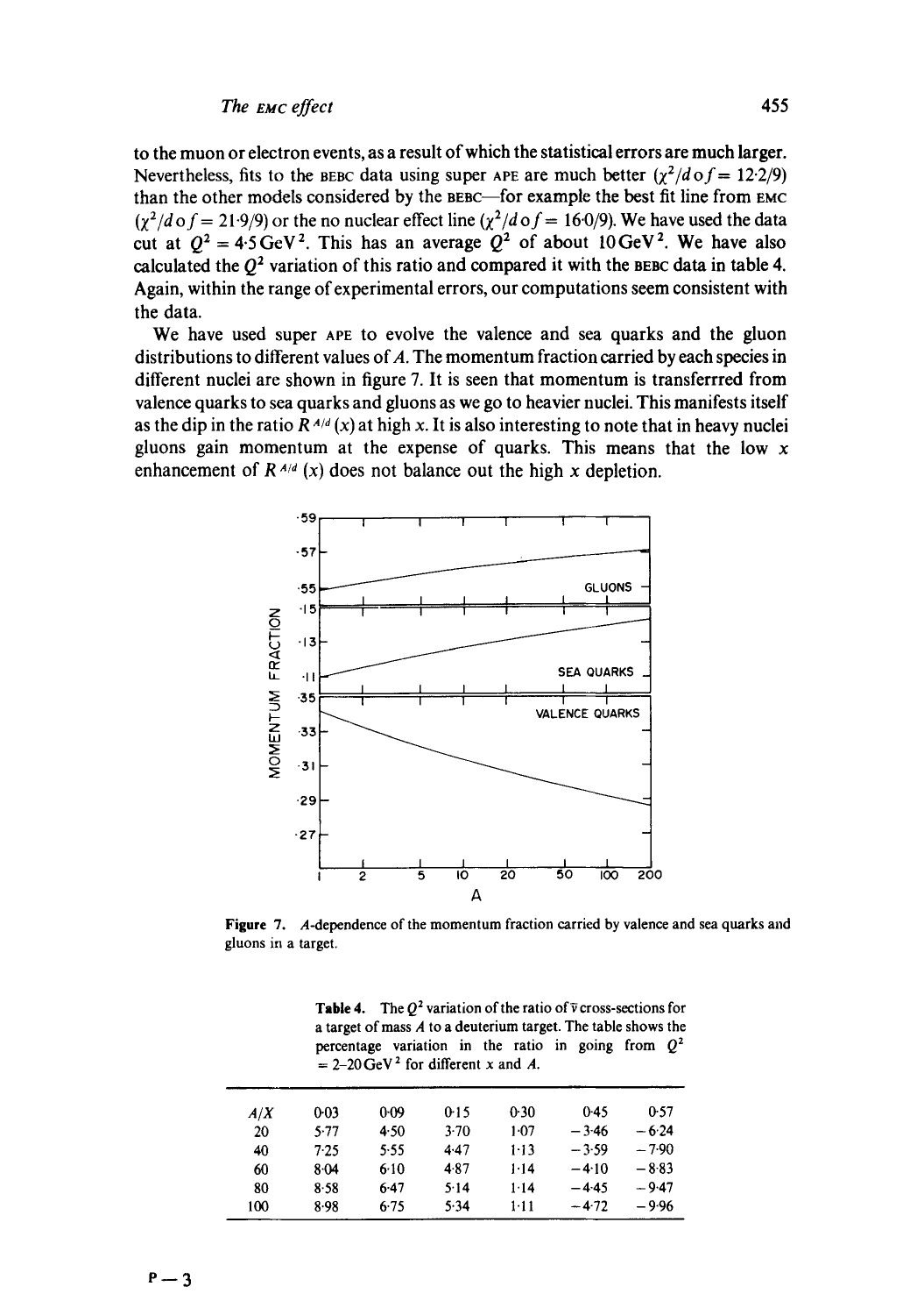to the muon or electron events, as a result of which the statistical errors are much larger. Nevertheless, fits to the BEBC data using super APE are much better ($\chi^2/dof = 12{\cdot}2/9$) than the other models considered by the BEBC—for example the best fit line from EMC ($\chi^2/dof = 21{\cdot}9/9$) or the no nuclear effect line ($\chi^2/dof = 16{\cdot}0/9$). We have used the data cut at $Q^2 = 4{\cdot}5\,\text{GeV}^2$. This has an average $Q^2$ of about $10\,\text{GeV}^2$. We have also calculated the $Q^2$ variation of this ratio and compared it with the BEBC data in table 4. Again, within the range of experimental errors, our computations seem consistent with the data.

We have used super APE to evolve the valence and sea quarks and the gluon distributions to different values of $A$. The momentum fraction carried by each species in different nuclei are shown in figure 7. It is seen that momentum is transferrred from valence quarks to sea quarks and gluons as we go to heavier nuclei. This manifests itself as the dip in the ratio $R^{A/d}(x)$ at high $x$. It is also interesting to note that in heavy nuclei gluons gain momentum at the expense of quarks. This means that the low $x$ enhancement of $R^{A/d}(x)$ does not balance out the high $x$ depletion.

**Figure 7.** $A$-dependence of the momentum fraction carried by valence and sea quarks and gluons in a target.

**Table 4.** The $Q^2$ variation of the ratio of $\bar{\nu}$ cross-sections for a target of mass $A$ to a deuterium target. The table shows the percentage variation in the ratio in going from $Q^2 = 2$–$20\,\text{GeV}^2$ for different $x$ and $A$.

| $A/X$ | 0·03 | 0·09 | 0·15 | 0·30 | 0·45 | 0·57 |
|---|---|---|---|---|---|---|
| 20 | 5·77 | 4·50 | 3·70 | 1·07 | −3·46 | −6·24 |
| 40 | 7·25 | 5·55 | 4·47 | 1·13 | −3·59 | −7·90 |
| 60 | 8·04 | 6·10 | 4·87 | 1·14 | −4·10 | −8·83 |
| 80 | 8·58 | 6·47 | 5·14 | 1·14 | −4·45 | −9·47 |
| 100 | 8·98 | 6·75 | 5·34 | 1·11 | −4·72 | −9·96 |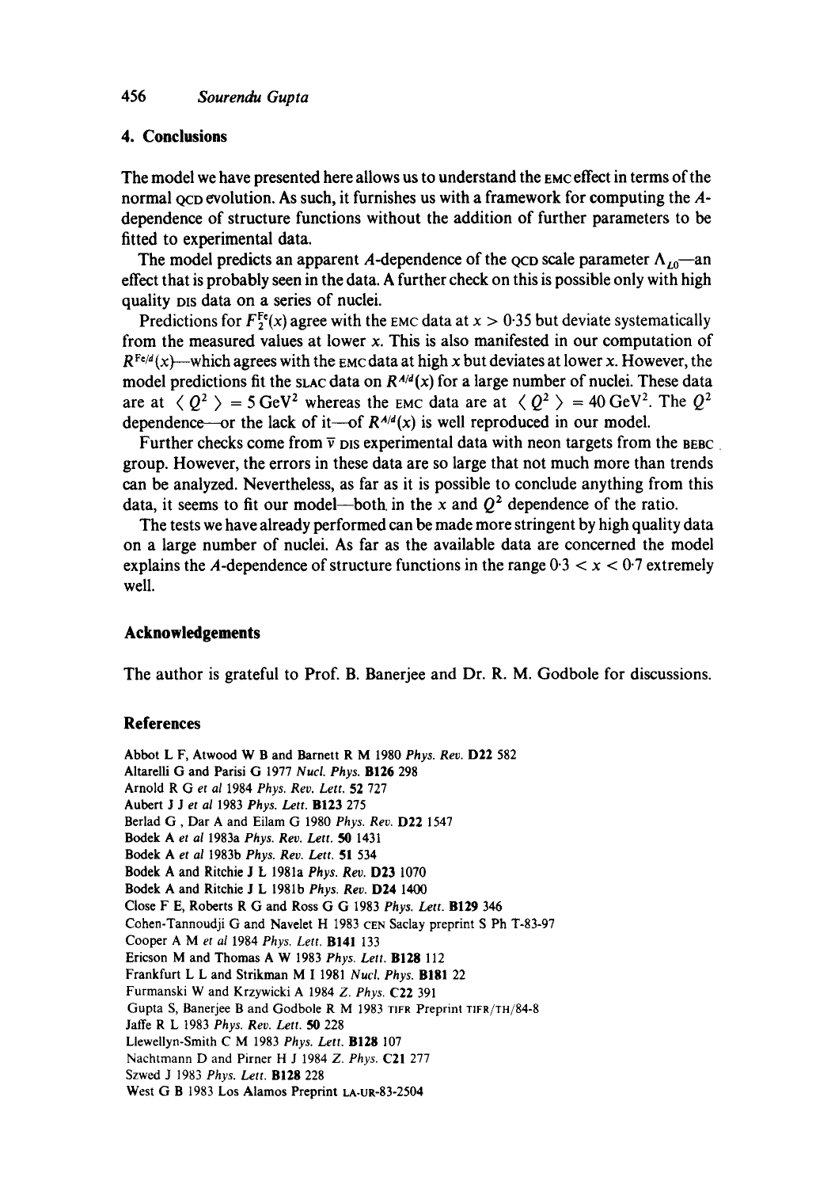## 4. Conclusions

The model we have presented here allows us to understand the EMC effect in terms of the normal QCD evolution. As such, it furnishes us with a framework for computing the $A$-dependence of structure functions without the addition of further parameters to be fitted to experimental data.

The model predicts an apparent $A$-dependence of the QCD scale parameter $\Lambda_{L0}$—an effect that is probably seen in the data. A further check on this is possible only with high quality DIS data on a series of nuclei.

Predictions for $F_2^{\mathrm{Fe}}(x)$ agree with the EMC data at $x > 0{\cdot}35$ but deviate systematically from the measured values at lower $x$. This is also manifested in our computation of $R^{\mathrm{Fe}/d}(x)$—which agrees with the EMC data at high $x$ but deviates at lower $x$. However, the model predictions fit the SLAC data on $R^{A/d}(x)$ for a large number of nuclei. These data are at $\langle Q^2 \rangle = 5\,\mathrm{GeV}^2$ whereas the EMC data are at $\langle Q^2 \rangle = 40\,\mathrm{GeV}^2$. The $Q^2$ dependence—or the lack of it—of $R^{A/d}(x)$ is well reproduced in our model.

Further checks come from $\bar{\nu}$ DIS experimental data with neon targets from the BEBC group. However, the errors in these data are so large that not much more than trends can be analyzed. Nevertheless, as far as it is possible to conclude anything from this data, it seems to fit our model—both in the $x$ and $Q^2$ dependence of the ratio.

The tests we have already performed can be made more stringent by high quality data on a large number of nuclei. As far as the available data are concerned the model explains the $A$-dependence of structure functions in the range $0{\cdot}3 < x < 0{\cdot}7$ extremely well.

### Acknowledgements

The author is grateful to Prof. B. Banerjee and Dr. R. M. Godbole for discussions.

### References

Abbot L F, Atwood W B and Barnett R M 1980 *Phys. Rev.* **D22** 582
Altarelli G and Parisi G 1977 *Nucl. Phys.* **B126** 298
Arnold R G *et al* 1984 *Phys. Rev. Lett.* **52** 727
Aubert J J *et al* 1983 *Phys. Lett.* **B123** 275
Berlad G , Dar A and Eilam G 1980 *Phys. Rev.* **D22** 1547
Bodek A *et al* 1983a *Phys. Rev. Lett.* **50** 1431
Bodek A *et al* 1983b *Phys. Rev. Lett.* **51** 534
Bodek A and Ritchie J L 1981a *Phys. Rev.* **D23** 1070
Bodek A and Ritchie J L 1981b *Phys. Rev.* **D24** 1400
Close F E, Roberts R G and Ross G G 1983 *Phys. Lett.* **B129** 346
Cohen-Tannoudji G and Navelet H 1983 CEN Saclay preprint S Ph T-83-97
Cooper A M *et al* 1984 *Phys. Lett.* **B141** 133
Ericson M and Thomas A W 1983 *Phys. Lett.* **B128** 112
Frankfurt L L and Strikman M I 1981 *Nucl. Phys.* **B181** 22
Furmanski W and Krzywicki A 1984 *Z. Phys.* **C22** 391
Gupta S, Banerjee B and Godbole R M 1983 TIFR Preprint TIFR/TH/84-8
Jaffe R L 1983 *Phys. Rev. Lett.* **50** 228
Llewellyn-Smith C M 1983 *Phys. Lett.* **B128** 107
Nachtmann D and Pirner H J 1984 *Z. Phys.* **C21** 277
Szwed J 1983 *Phys. Lett.* **B128** 228
West G B 1983 Los Alamos Preprint LA-UR-83-2504